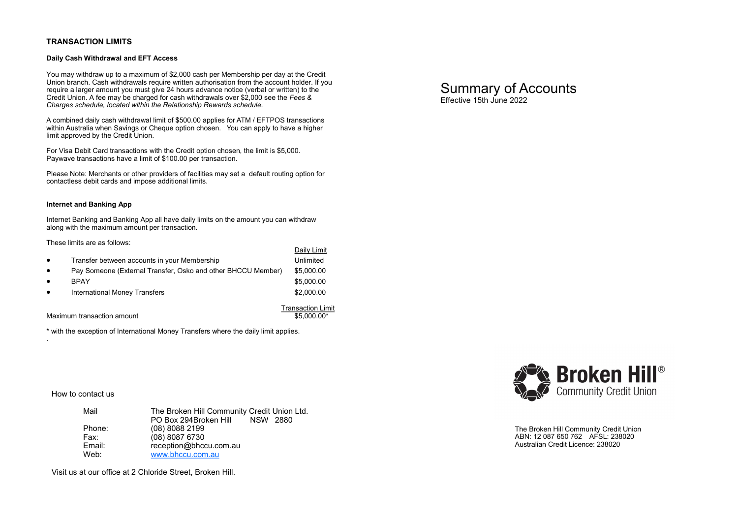## TRANSACTION LIMITS

### Daily Cash Withdrawal and EFT Access

You may withdraw up to a maximum of $2,000 cash per Membership per day at the Credit Union branch. Cash withdrawals require written authorisation from the account holder. If you require a larger amount you must give 24 hours advance notice (verbal or written) to the Credit Union. A fee may be charged for cash withdrawals over $2,000 see the *Fees & Charges schedule, located within the Relationship Rewards schedule.*

A combined daily cash withdrawal limit of $500.00 applies for ATM / EFTPOS transactions within Australia when Savings or Cheque option chosen. You can apply to have a higher limit approved by the Credit Union.

For Visa Debit Card transactions with the Credit option chosen, the limit is $5,000. Paywave transactions have a limit of $100.00 per transaction.

Please Note: Merchants or other providers of facilities may set a default routing option for contactless debit cards and impose additional limits.

### Internet and Banking App

Internet Banking and Banking App all have daily limits on the amount you can withdraw along with the maximum amount per transaction.

These limits are as follows:

| | Daily Limit |
|---|---|
| • Transfer between accounts in your Membership | Unlimited |
| • Pay Someone (External Transfer, Osko and other BHCCU Member) | $5,000.00 |
| • BPAY | $5,000.00 |
| • International Money Transfers | $2,000.00 |

| | Transaction Limit |
|---|---|
| Maximum transaction amount | $5,000.00* |

* with the exception of International Money Transfers where the daily limit applies.

How to contact us

| | |
|---|---|
| Mail | The Broken Hill Community Credit Union Ltd. PO Box 294Broken Hill NSW 2880 |
| Phone: | (08) 8088 2199 |
| Fax: | (08) 8087 6730 |
| Email: | reception@bhccu.com.au |
| Web: | www.bhccu.com.au |

Visit us at our office at 2 Chloride Street, Broken Hill.

# Summary of Accounts

Effective 15th June 2022

**Broken Hill®** Community Credit Union

The Broken Hill Community Credit Union
ABN: 12 087 650 762 AFSL: 238020
Australian Credit Licence: 238020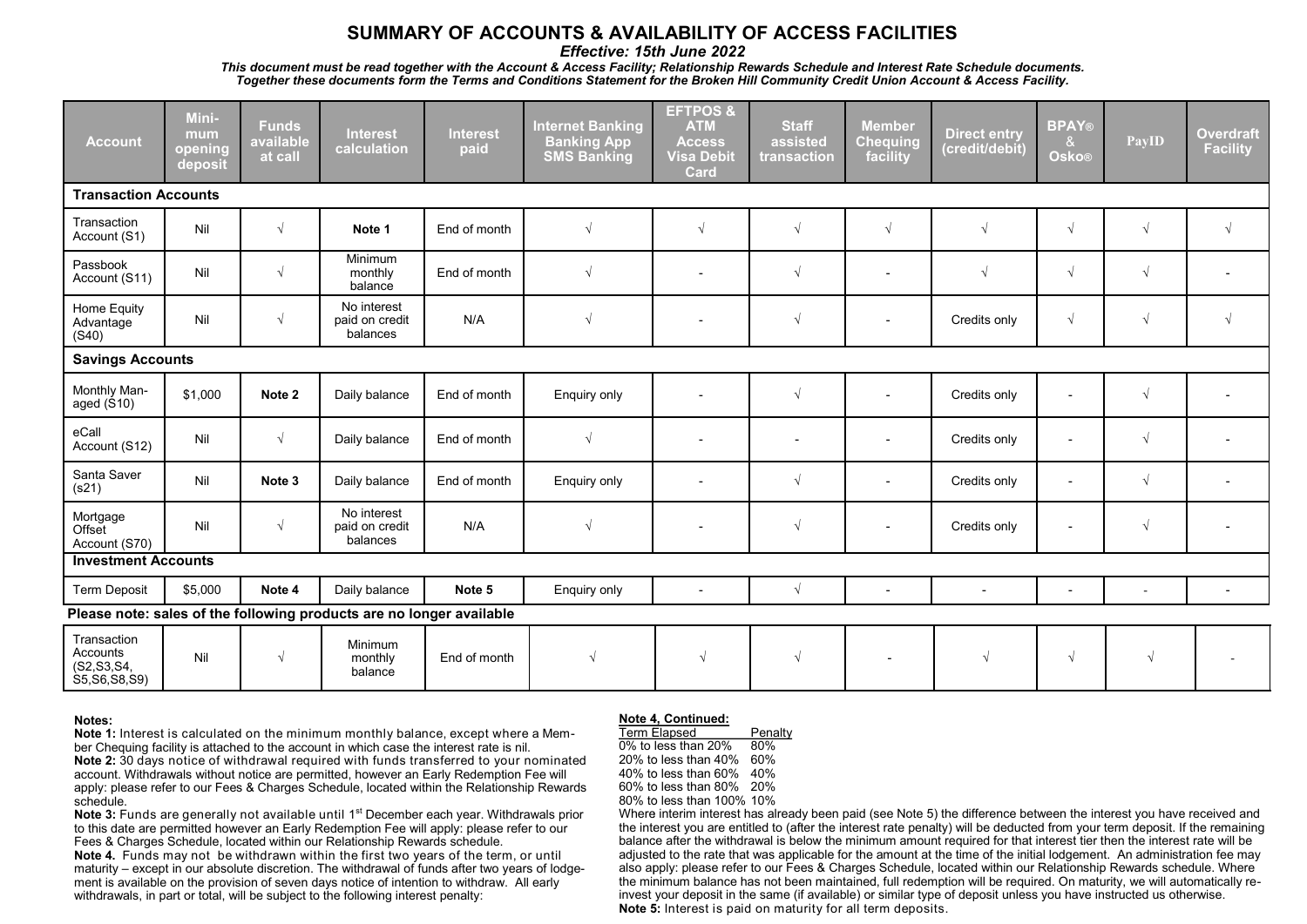# SUMMARY OF ACCOUNTS & AVAILABILITY OF ACCESS FACILITIES

***Effective: 15th June 2022***

***This document must be read together with the Account & Access Facility; Relationship Rewards Schedule and Interest Rate Schedule documents. Together these documents form the Terms and Conditions Statement for the Broken Hill Community Credit Union Account & Access Facility.***

| Account | Minimum opening deposit | Funds available at call | Interest calculation | Interest paid | Internet Banking Banking App SMS Banking | EFTPOS & ATM Access Visa Debit Card | Staff assisted transaction | Member Chequing facility | Direct entry (credit/debit) | BPAY® & Osko® | PayID | Overdraft Facility |
|---|---|---|---|---|---|---|---|---|---|---|---|---|
| **Transaction Accounts** | | | | | | | | | | | | |
| Transaction Account (S1) | Nil | √ | **Note 1** | End of month | √ | √ | √ | √ | √ | √ | √ | √ |
| Passbook Account (S11) | Nil | √ | Minimum monthly balance | End of month | √ | - | √ | - | √ | √ | √ | - |
| Home Equity Advantage (S40) | Nil | √ | No interest paid on credit balances | N/A | √ | - | √ | - | Credits only | √ | √ | √ |
| **Savings Accounts** | | | | | | | | | | | | |
| Monthly Managed (S10) | $1,000 | **Note 2** | Daily balance | End of month | Enquiry only | - | √ | - | Credits only | - | √ | - |
| eCall Account (S12) | Nil | √ | Daily balance | End of month | √ | - | - | - | Credits only | - | √ | - |
| Santa Saver (s21) | Nil | **Note 3** | Daily balance | End of month | Enquiry only | - | √ | - | Credits only | - | √ | - |
| Mortgage Offset Account (S70) | Nil | √ | No interest paid on credit balances | N/A | √ | - | √ | - | Credits only | - | √ | - |
| **Investment Accounts** | | | | | | | | | | | | |
| Term Deposit | $5,000 | **Note 4** | Daily balance | **Note 5** | Enquiry only | - | √ | - | - | - | - | - |
| **Please note: sales of the following products are no longer available** | | | | | | | | | | | | |
| Transaction Accounts (S2,S3,S4, S5,S6,S8,S9) | Nil | √ | Minimum monthly balance | End of month | √ | √ | √ | - | √ | √ | √ | - |

**Notes:**

**Note 1:** Interest is calculated on the minimum monthly balance, except where a Member Chequing facility is attached to the account in which case the interest rate is nil.

**Note 2:** 30 days notice of withdrawal required with funds transferred to your nominated account. Withdrawals without notice are permitted, however an Early Redemption Fee will apply: please refer to our Fees & Charges Schedule, located within the Relationship Rewards schedule.

**Note 3:** Funds are generally not available until 1st December each year. Withdrawals prior to this date are permitted however an Early Redemption Fee will apply: please refer to our Fees & Charges Schedule, located within our Relationship Rewards schedule.

**Note 4.** Funds may not be withdrawn within the first two years of the term, or until maturity – except in our absolute discretion. The withdrawal of funds after two years of lodgement is available on the provision of seven days notice of intention to withdraw. All early withdrawals, in part or total, will be subject to the following interest penalty:

**Note 4, Continued:**

| Term Elapsed | Penalty |
|---|---|
| 0% to less than 20% | 80% |
| 20% to less than 40% | 60% |
| 40% to less than 60% | 40% |
| 60% to less than 80% | 20% |
| 80% to less than 100% | 10% |

Where interim interest has already been paid (see Note 5) the difference between the interest you have received and the interest you are entitled to (after the interest rate penalty) will be deducted from your term deposit. If the remaining balance after the withdrawal is below the minimum amount required for that interest tier then the interest rate will be adjusted to the rate that was applicable for the amount at the time of the initial lodgement. An administration fee may also apply: please refer to our Fees & Charges Schedule, located within our Relationship Rewards schedule. Where the minimum balance has not been maintained, full redemption will be required. On maturity, we will automatically reinvest your deposit in the same (if available) or similar type of deposit unless you have instructed us otherwise.

**Note 5:** Interest is paid on maturity for all term deposits.